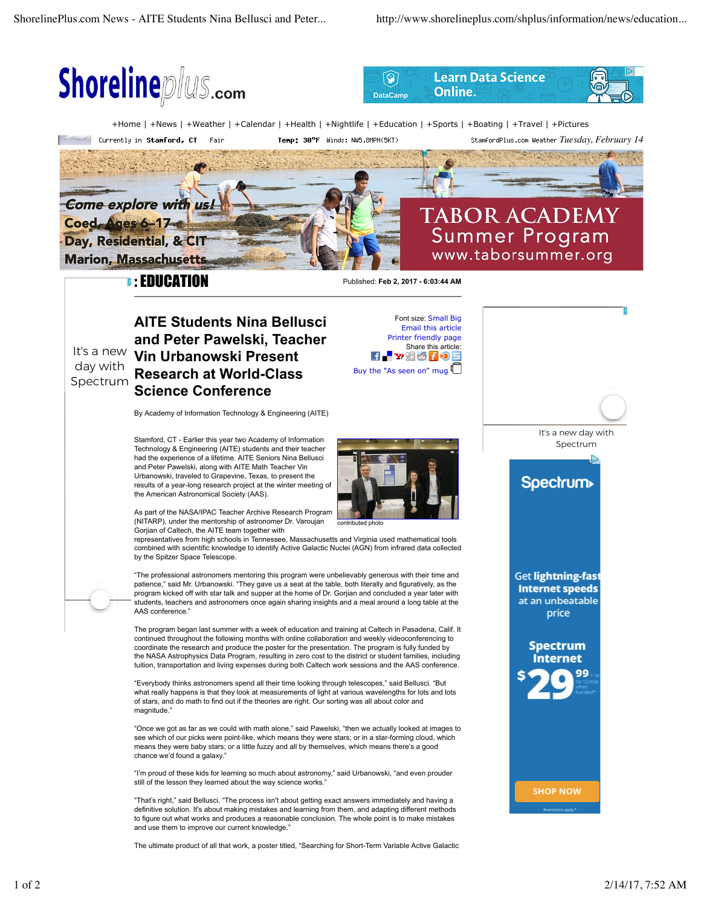## : EDUCATION

Published: **Feb 2, 2017 - 6:03:44 AM**

# AITE Students Nina Bellusci and Peter Pawelski, Teacher Vin Urbanowski Present Research at World-Class Science Conference

By Academy of Information Technology & Engineering (AITE)

Stamford, CT - Earlier this year two Academy of Information Technology & Engineering (AITE) students and their teacher had the experience of a lifetime. AITE Seniors Nina Bellusci and Peter Pawelski, along with AITE Math Teacher Vin Urbanowski, traveled to Grapevine, Texas, to present the results of a year-long research project at the winter meeting of the American Astronomical Society (AAS).

contributed photo

As part of the NASA/IPAC Teacher Archive Research Program (NITARP), under the mentorship of astronomer Dr. Varoujan Gorjian of Caltech, the AITE team together with representatives from high schools in Tennessee, Massachusetts and Virginia used mathematical tools combined with scientific knowledge to identify Active Galactic Nuclei (AGN) from infrared data collected by the Spitzer Space Telescope.

"The professional astronomers mentoring this program were unbelievably generous with their time and patience," said Mr. Urbanowski. "They gave us a seat at the table, both literally and figuratively, as the program kicked off with star talk and supper at the home of Dr. Gorjian and concluded a year later with students, teachers and astronomers once again sharing insights and a meal around a long table at the AAS conference."

The program began last summer with a week of education and training at Caltech in Pasadena, Calif. It continued throughout the following months with online collaboration and weekly videoconferencing to coordinate the research and produce the poster for the presentation. The program is fully funded by the NASA Astrophysics Data Program, resulting in zero cost to the district or student families, including tuition, transportation and living expenses during both Caltech work sessions and the AAS conference.

"Everybody thinks astronomers spend all their time looking through telescopes," said Bellusci. "But what really happens is that they look at measurements of light at various wavelengths for lots and lots of stars, and do math to find out if the theories are right. Our sorting was all about color and magnitude."

"Once we got as far as we could with math alone," said Pawelski, "then we actually looked at images to see which of our picks were point-like, which means they were stars; or in a star-forming cloud, which means they were baby stars; or a little fuzzy and all by themselves, which means there's a good chance we'd found a galaxy."

"I'm proud of these kids for learning so much about astronomy," said Urbanowski, "and even prouder still of the lesson they learned about the way science works."

"That's right," said Bellusci. "The process isn't about getting exact answers immediately and having a definitive solution. It's about making mistakes and learning from them, and adapting different methods to figure out what works and produces a reasonable conclusion. The whole point is to make mistakes and use them to improve our current knowledge."

The ultimate product of all that work, a poster titled, "Searching for Short-Term Variable Active Galactic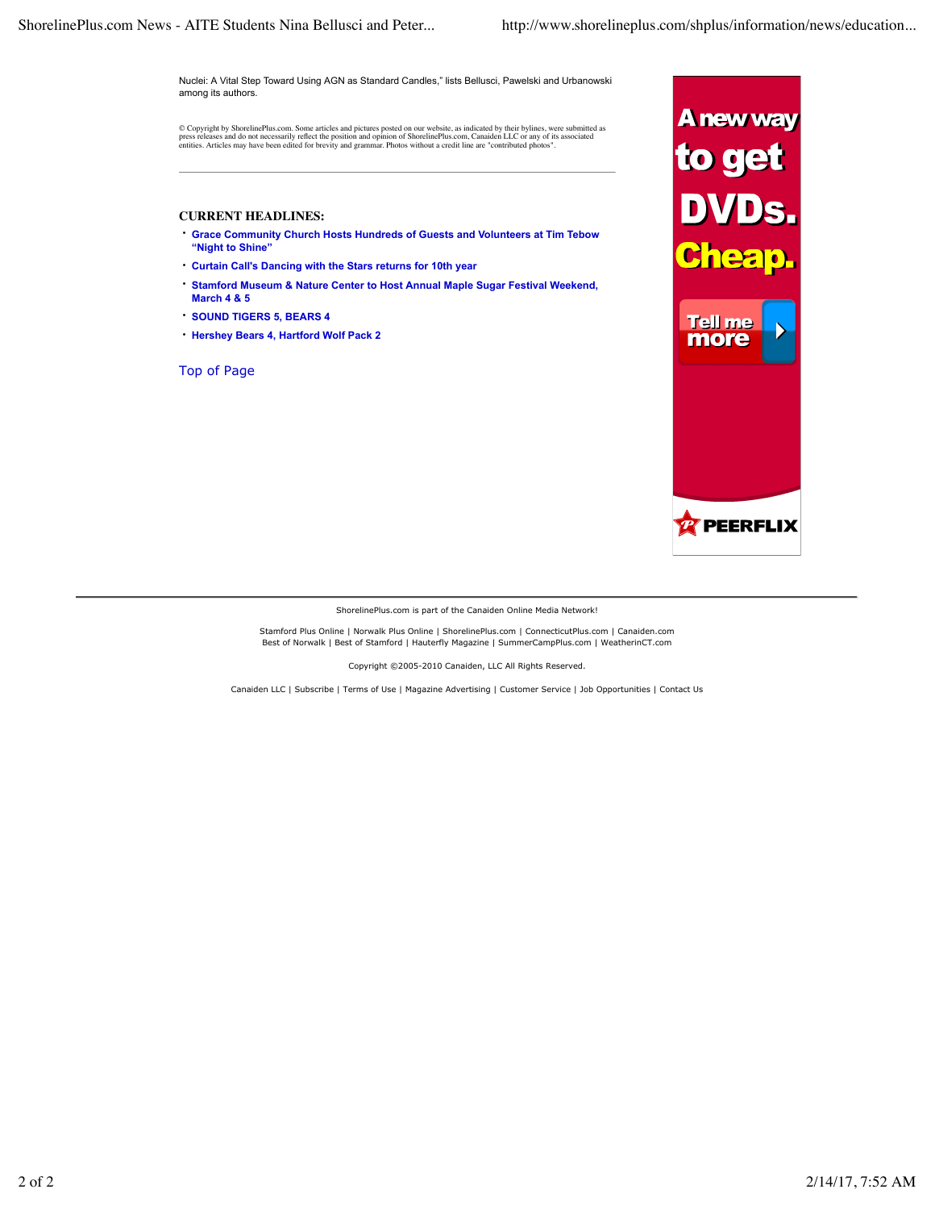Nuclei: A Vital Step Toward Using AGN as Standard Candles," lists Bellusci, Pawelski and Urbanowski among its authors.

© Copyright by ShorelinePlus.com. Some articles and pictures posted on our website, as indicated by their bylines, were submitted as press releases and do not necessarily reflect the position and opinion of ShorelinePlus.com, Canaiden LLC or any of its associated entities. Articles may have been edited for brevity and grammar. Photos without a credit line are "contributed photos".

---

**CURRENT HEADLINES:**

- **Grace Community Church Hosts Hundreds of Guests and Volunteers at Tim Tebow "Night to Shine"**
- **Curtain Call's Dancing with the Stars returns for 10th year**
- **Stamford Museum & Nature Center to Host Annual Maple Sugar Festival Weekend, March 4 & 5**
- **SOUND TIGERS 5, BEARS 4**
- **Hershey Bears 4, Hartford Wolf Pack 2**

Top of Page

A new way to get DVDs. Cheap.

Tell me more

PEERFLIX

---

ShorelinePlus.com is part of the Canaiden Online Media Network!

Stamford Plus Online | Norwalk Plus Online | ShorelinePlus.com | ConnecticutPlus.com | Canaiden.com
Best of Norwalk | Best of Stamford | Hauterfly Magazine | SummerCampPlus.com | WeatherinCT.com

Copyright ©2005-2010 Canaiden, LLC All Rights Reserved.

Canaiden LLC | Subscribe | Terms of Use | Magazine Advertising | Customer Service | Job Opportunities | Contact Us